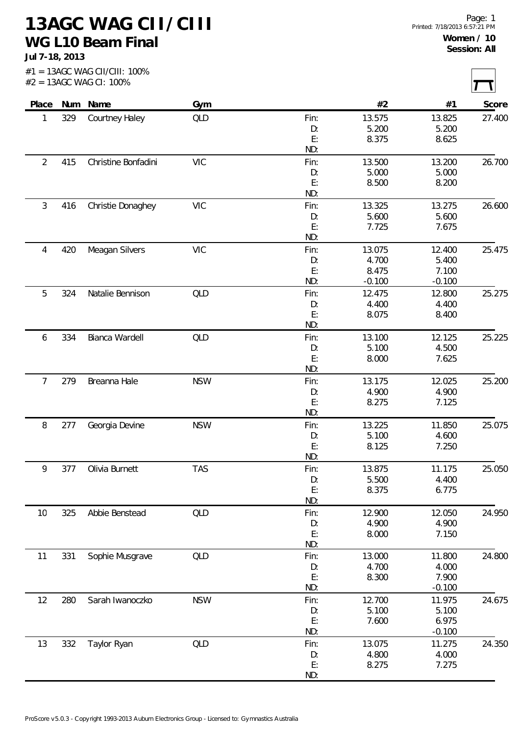# 13AGC WAG CII/CIII

## WG L10 Beam Final

**Jul 7-18, 2013**

Page: 1
Printed: 7/18/2013 6:57:21 PM

**Women / 10**
**Session: All**

#1 = 13AGC WAG CII/CIII: 100%
#2 = 13AGC WAG CI: 100%

| Place | Num | Name | Gym | | #2 | #1 | Score |
|---|---|---|---|---|---|---|---|
| 1 | 329 | Courtney Haley | QLD | Fin: | 13.575 | 13.825 | 27.400 |
| | | | | D: | 5.200 | 5.200 | |
| | | | | E: | 8.375 | 8.625 | |
| | | | | ND: | | | |
| 2 | 415 | Christine Bonfadini | VIC | Fin: | 13.500 | 13.200 | 26.700 |
| | | | | D: | 5.000 | 5.000 | |
| | | | | E: | 8.500 | 8.200 | |
| | | | | ND: | | | |
| 3 | 416 | Christie Donaghey | VIC | Fin: | 13.325 | 13.275 | 26.600 |
| | | | | D: | 5.600 | 5.600 | |
| | | | | E: | 7.725 | 7.675 | |
| | | | | ND: | | | |
| 4 | 420 | Meagan Silvers | VIC | Fin: | 13.075 | 12.400 | 25.475 |
| | | | | D: | 4.700 | 5.400 | |
| | | | | E: | 8.475 | 7.100 | |
| | | | | ND: | -0.100 | -0.100 | |
| 5 | 324 | Natalie Bennison | QLD | Fin: | 12.475 | 12.800 | 25.275 |
| | | | | D: | 4.400 | 4.400 | |
| | | | | E: | 8.075 | 8.400 | |
| | | | | ND: | | | |
| 6 | 334 | Bianca Wardell | QLD | Fin: | 13.100 | 12.125 | 25.225 |
| | | | | D: | 5.100 | 4.500 | |
| | | | | E: | 8.000 | 7.625 | |
| | | | | ND: | | | |
| 7 | 279 | Breanna Hale | NSW | Fin: | 13.175 | 12.025 | 25.200 |
| | | | | D: | 4.900 | 4.900 | |
| | | | | E: | 8.275 | 7.125 | |
| | | | | ND: | | | |
| 8 | 277 | Georgia Devine | NSW | Fin: | 13.225 | 11.850 | 25.075 |
| | | | | D: | 5.100 | 4.600 | |
| | | | | E: | 8.125 | 7.250 | |
| | | | | ND: | | | |
| 9 | 377 | Olivia Burnett | TAS | Fin: | 13.875 | 11.175 | 25.050 |
| | | | | D: | 5.500 | 4.400 | |
| | | | | E: | 8.375 | 6.775 | |
| | | | | ND: | | | |
| 10 | 325 | Abbie Benstead | QLD | Fin: | 12.900 | 12.050 | 24.950 |
| | | | | D: | 4.900 | 4.900 | |
| | | | | E: | 8.000 | 7.150 | |
| | | | | ND: | | | |
| 11 | 331 | Sophie Musgrave | QLD | Fin: | 13.000 | 11.800 | 24.800 |
| | | | | D: | 4.700 | 4.000 | |
| | | | | E: | 8.300 | 7.900 | |
| | | | | ND: | | -0.100 | |
| 12 | 280 | Sarah Iwanoczko | NSW | Fin: | 12.700 | 11.975 | 24.675 |
| | | | | D: | 5.100 | 5.100 | |
| | | | | E: | 7.600 | 6.975 | |
| | | | | ND: | | -0.100 | |
| 13 | 332 | Taylor Ryan | QLD | Fin: | 13.075 | 11.275 | 24.350 |
| | | | | D: | 4.800 | 4.000 | |
| | | | | E: | 8.275 | 7.275 | |
| | | | | ND: | | | |

ProScore v5.0.3 - Copyright 1993-2013 Auburn Electronics Group - Licensed to: Gymnastics Australia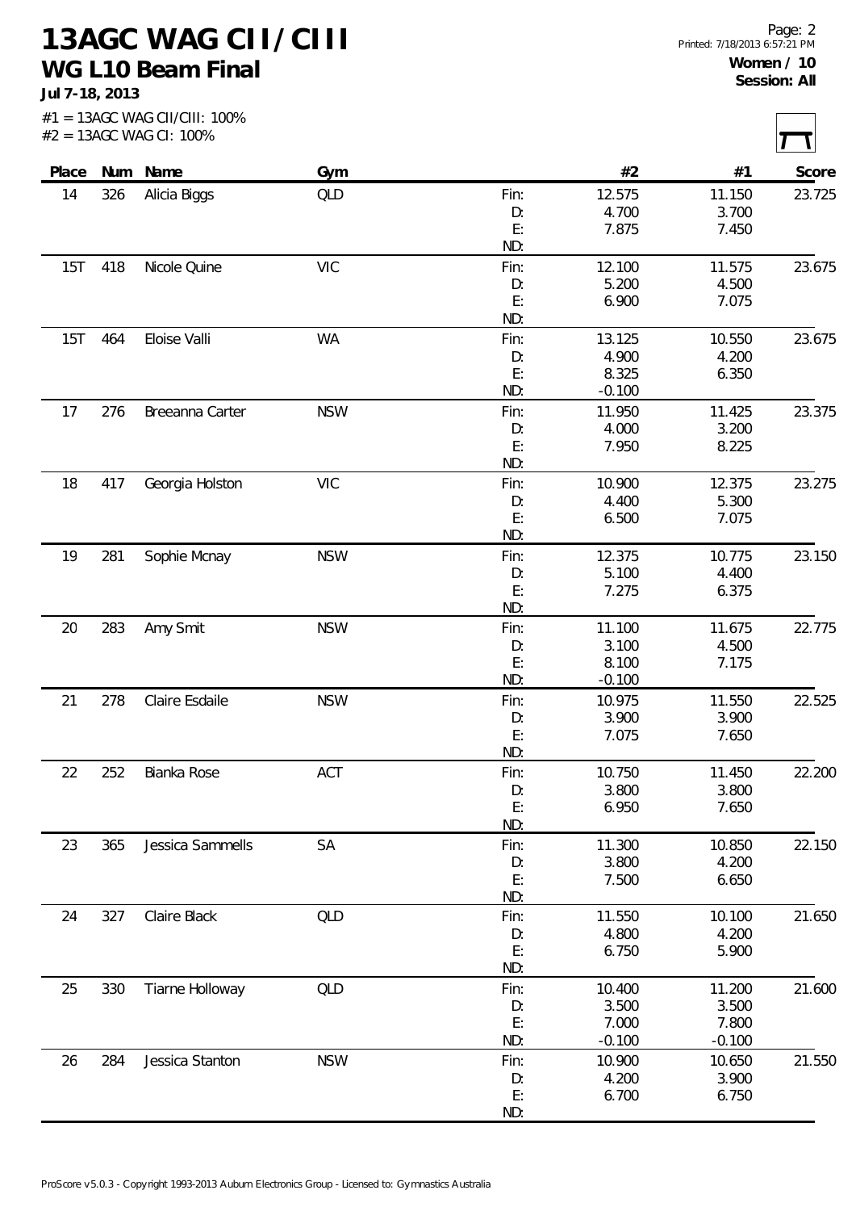# 13AGC WAG CII/CIII

## WG L10 Beam Final

**Jul 7-18, 2013**

**Women / 10**
**Session: All**

#1 = 13AGC WAG CII/CIII: 100%
#2 = 13AGC WAG CI: 100%

| Place | Num | Name | Gym | | #2 | #1 | Score |
|---|---|---|---|---|---|---|---|
| 14 | 326 | Alicia Biggs | QLD | Fin: | 12.575 | 11.150 | 23.725 |
| | | | | D: | 4.700 | 3.700 | |
| | | | | E: | 7.875 | 7.450 | |
| | | | | ND: | | | |
| 15T | 418 | Nicole Quine | VIC | Fin: | 12.100 | 11.575 | 23.675 |
| | | | | D: | 5.200 | 4.500 | |
| | | | | E: | 6.900 | 7.075 | |
| | | | | ND: | | | |
| 15T | 464 | Eloise Valli | WA | Fin: | 13.125 | 10.550 | 23.675 |
| | | | | D: | 4.900 | 4.200 | |
| | | | | E: | 8.325 | 6.350 | |
| | | | | ND: | -0.100 | | |
| 17 | 276 | Breeanna Carter | NSW | Fin: | 11.950 | 11.425 | 23.375 |
| | | | | D: | 4.000 | 3.200 | |
| | | | | E: | 7.950 | 8.225 | |
| | | | | ND: | | | |
| 18 | 417 | Georgia Holston | VIC | Fin: | 10.900 | 12.375 | 23.275 |
| | | | | D: | 4.400 | 5.300 | |
| | | | | E: | 6.500 | 7.075 | |
| | | | | ND: | | | |
| 19 | 281 | Sophie Mcnay | NSW | Fin: | 12.375 | 10.775 | 23.150 |
| | | | | D: | 5.100 | 4.400 | |
| | | | | E: | 7.275 | 6.375 | |
| | | | | ND: | | | |
| 20 | 283 | Amy Smit | NSW | Fin: | 11.100 | 11.675 | 22.775 |
| | | | | D: | 3.100 | 4.500 | |
| | | | | E: | 8.100 | 7.175 | |
| | | | | ND: | -0.100 | | |
| 21 | 278 | Claire Esdaile | NSW | Fin: | 10.975 | 11.550 | 22.525 |
| | | | | D: | 3.900 | 3.900 | |
| | | | | E: | 7.075 | 7.650 | |
| | | | | ND: | | | |
| 22 | 252 | Bianka Rose | ACT | Fin: | 10.750 | 11.450 | 22.200 |
| | | | | D: | 3.800 | 3.800 | |
| | | | | E: | 6.950 | 7.650 | |
| | | | | ND: | | | |
| 23 | 365 | Jessica Sammells | SA | Fin: | 11.300 | 10.850 | 22.150 |
| | | | | D: | 3.800 | 4.200 | |
| | | | | E: | 7.500 | 6.650 | |
| | | | | ND: | | | |
| 24 | 327 | Claire Black | QLD | Fin: | 11.550 | 10.100 | 21.650 |
| | | | | D: | 4.800 | 4.200 | |
| | | | | E: | 6.750 | 5.900 | |
| | | | | ND: | | | |
| 25 | 330 | Tiarne Holloway | QLD | Fin: | 10.400 | 11.200 | 21.600 |
| | | | | D: | 3.500 | 3.500 | |
| | | | | E: | 7.000 | 7.800 | |
| | | | | ND: | -0.100 | -0.100 | |
| 26 | 284 | Jessica Stanton | NSW | Fin: | 10.900 | 10.650 | 21.550 |
| | | | | D: | 4.200 | 3.900 | |
| | | | | E: | 6.700 | 6.750 | |
| | | | | ND: | | | |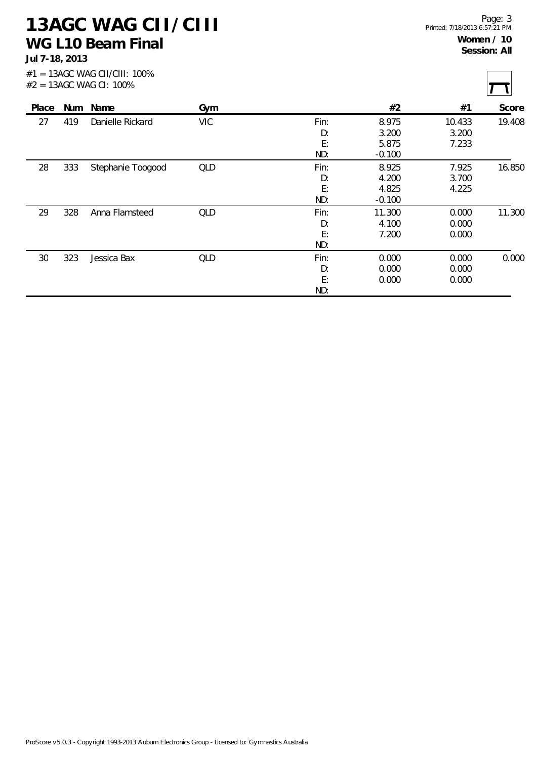# 13AGC WAG CII/CIII

## WG L10 Beam Final

**Jul 7-18, 2013**

#1 = 13AGC WAG CII/CIII: 100%
#2 = 13AGC WAG CI: 100%

**Women / 10**
**Session: All**

| Place | Num | Name | Gym | | #2 | #1 | Score |
|---|---|---|---|---|---|---|---|
| 27 | 419 | Danielle Rickard | VIC | Fin: | 8.975 | 10.433 | 19.408 |
| | | | | D: | 3.200 | 3.200 | |
| | | | | E: | 5.875 | 7.233 | |
| | | | | ND: | -0.100 | | |
| 28 | 333 | Stephanie Toogood | QLD | Fin: | 8.925 | 7.925 | 16.850 |
| | | | | D: | 4.200 | 3.700 | |
| | | | | E: | 4.825 | 4.225 | |
| | | | | ND: | -0.100 | | |
| 29 | 328 | Anna Flamsteed | QLD | Fin: | 11.300 | 0.000 | 11.300 |
| | | | | D: | 4.100 | 0.000 | |
| | | | | E: | 7.200 | 0.000 | |
| | | | | ND: | | | |
| 30 | 323 | Jessica Bax | QLD | Fin: | 0.000 | 0.000 | 0.000 |
| | | | | D: | 0.000 | 0.000 | |
| | | | | E: | 0.000 | 0.000 | |
| | | | | ND: | | | |